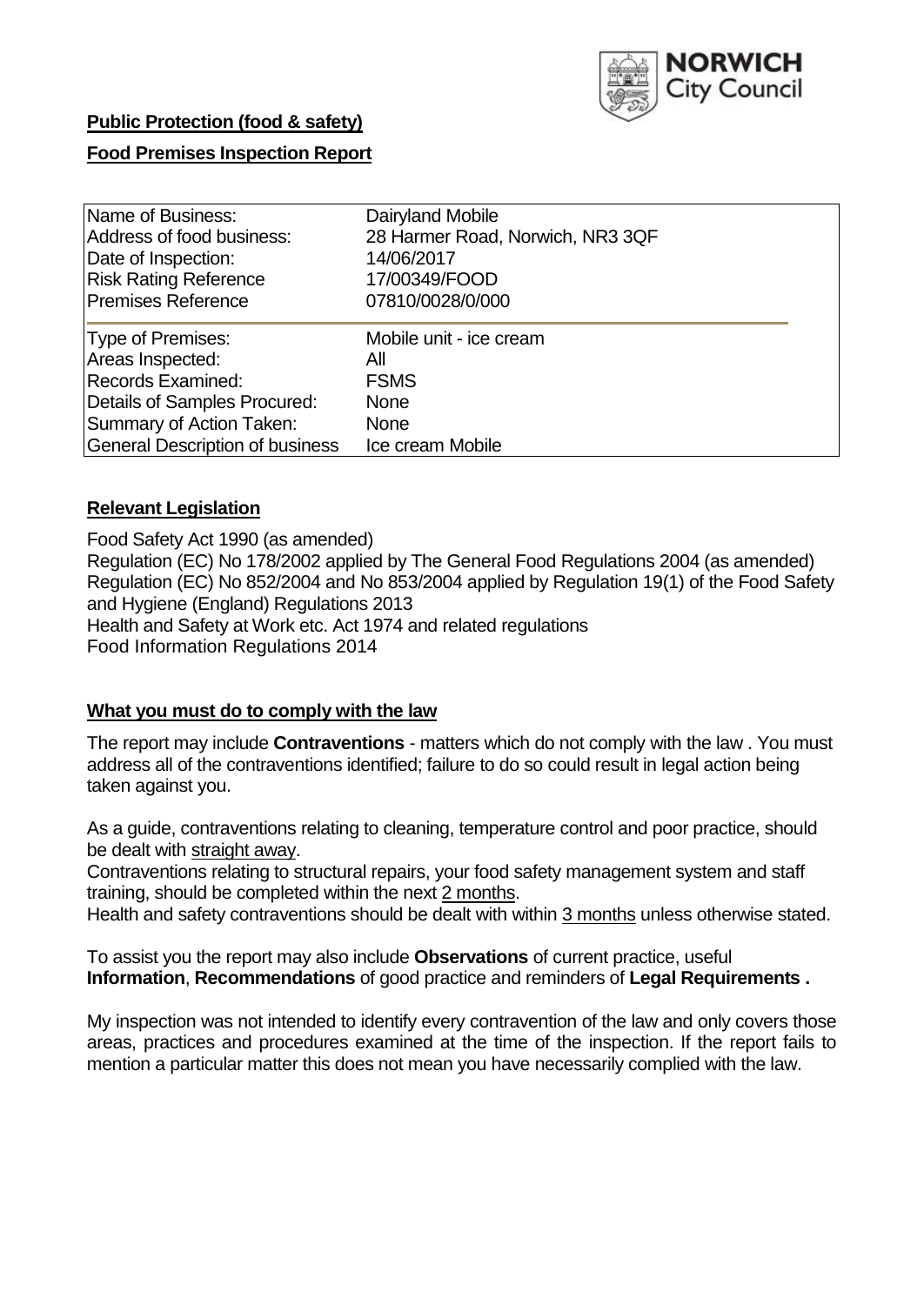**Public Protection (food & safety)**

**Food Premises Inspection Report**

| | |
|---|---|
| Name of Business: | Dairyland Mobile |
| Address of food business: | 28 Harmer Road, Norwich, NR3 3QF |
| Date of Inspection: | 14/06/2017 |
| Risk Rating Reference | 17/00349/FOOD |
| Premises Reference | 07810/0028/0/000 |
| Type of Premises: | Mobile unit - ice cream |
| Areas Inspected: | All |
| Records Examined: | FSMS |
| Details of Samples Procured: | None |
| Summary of Action Taken: | None |
| General Description of business | Ice cream Mobile |

**Relevant Legislation**

Food Safety Act 1990 (as amended)
Regulation (EC) No 178/2002 applied by The General Food Regulations 2004 (as amended)
Regulation (EC) No 852/2004 and No 853/2004 applied by Regulation 19(1) of the Food Safety and Hygiene (England) Regulations 2013
Health and Safety at Work etc. Act 1974 and related regulations
Food Information Regulations 2014

**What you must do to comply with the law**

The report may include **Contraventions** - matters which do not comply with the law . You must address all of the contraventions identified; failure to do so could result in legal action being taken against you.

As a guide, contraventions relating to cleaning, temperature control and poor practice, should be dealt with straight away.
Contraventions relating to structural repairs, your food safety management system and staff training, should be completed within the next 2 months.
Health and safety contraventions should be dealt with within 3 months unless otherwise stated.

To assist you the report may also include **Observations** of current practice, useful **Information**, **Recommendations** of good practice and reminders of **Legal Requirements .**

My inspection was not intended to identify every contravention of the law and only covers those areas, practices and procedures examined at the time of the inspection. If the report fails to mention a particular matter this does not mean you have necessarily complied with the law.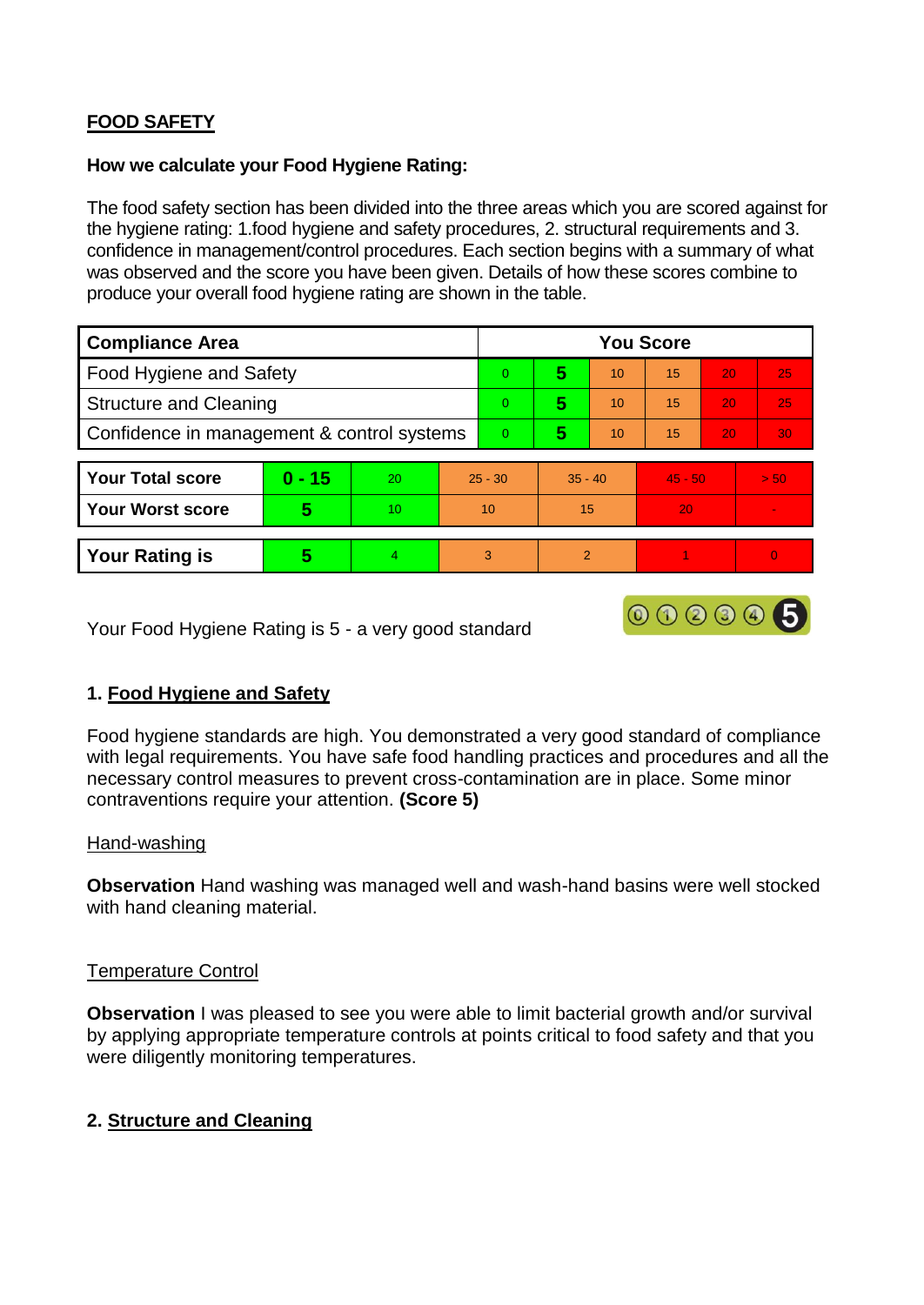## FOOD SAFETY

**How we calculate your Food Hygiene Rating:**

The food safety section has been divided into the three areas which you are scored against for the hygiene rating: 1.food hygiene and safety procedures, 2. structural requirements and 3. confidence in management/control procedures. Each section begins with a summary of what was observed and the score you have been given. Details of how these scores combine to produce your overall food hygiene rating are shown in the table.

| Compliance Area | You Score | | | | | |
|---|---|---|---|---|---|---|
| Food Hygiene and Safety | 0 | **5** | 10 | 15 | 20 | 25 |
| Structure and Cleaning | 0 | **5** | 10 | 15 | 20 | 25 |
| Confidence in management & control systems | 0 | **5** | 10 | 15 | 20 | 30 |

| | | | | | | |
|---|---|---|---|---|---|---|
| **Your Total score** | **0 - 15** | 20 | 25 - 30 | 35 - 40 | 45 - 50 | > 50 |
| **Your Worst score** | **5** | 10 | 10 | 15 | 20 | - |
| **Your Rating is** | **5** | 4 | 3 | 2 | 1 | 0 |

Your Food Hygiene Rating is 5 - a very good standard

### 1. Food Hygiene and Safety

Food hygiene standards are high. You demonstrated a very good standard of compliance with legal requirements. You have safe food handling practices and procedures and all the necessary control measures to prevent cross-contamination are in place. Some minor contraventions require your attention. **(Score 5)**

Hand-washing

**Observation** Hand washing was managed well and wash-hand basins were well stocked with hand cleaning material.

Temperature Control

**Observation** I was pleased to see you were able to limit bacterial growth and/or survival by applying appropriate temperature controls at points critical to food safety and that you were diligently monitoring temperatures.

### 2. Structure and Cleaning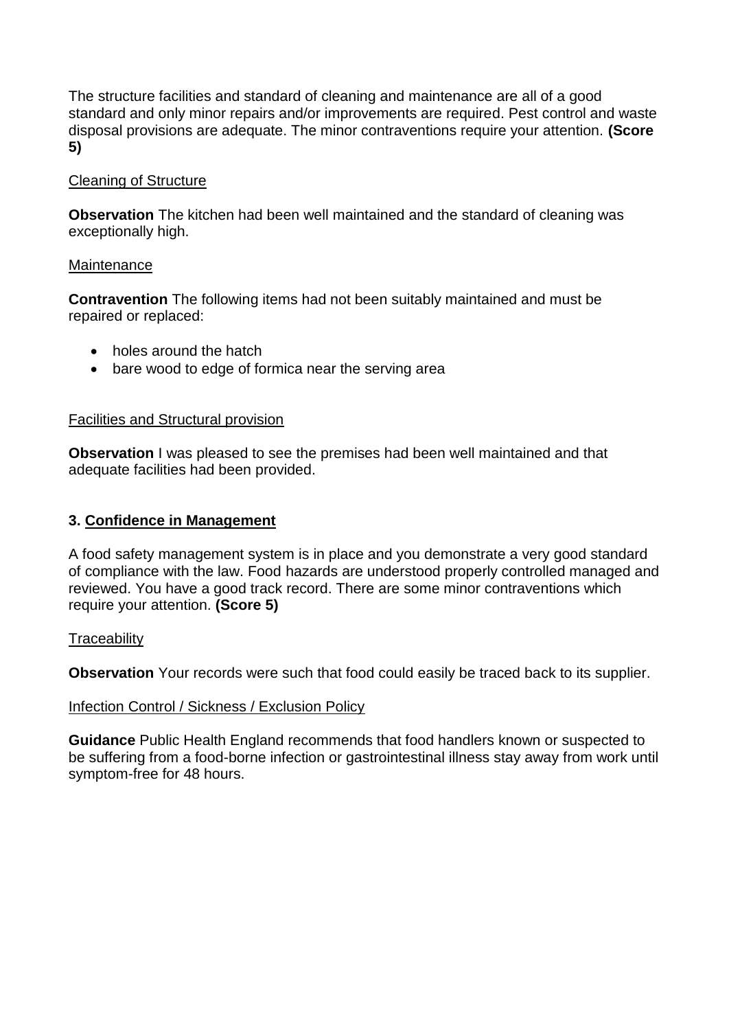The structure facilities and standard of cleaning and maintenance are all of a good standard and only minor repairs and/or improvements are required. Pest control and waste disposal provisions are adequate. The minor contraventions require your attention. **(Score 5)**

Cleaning of Structure

**Observation** The kitchen had been well maintained and the standard of cleaning was exceptionally high.

Maintenance

**Contravention** The following items had not been suitably maintained and must be repaired or replaced:

- holes around the hatch
- bare wood to edge of formica near the serving area

Facilities and Structural provision

**Observation** I was pleased to see the premises had been well maintained and that adequate facilities had been provided.

### 3. Confidence in Management

A food safety management system is in place and you demonstrate a very good standard of compliance with the law. Food hazards are understood properly controlled managed and reviewed. You have a good track record. There are some minor contraventions which require your attention. **(Score 5)**

Traceability

**Observation** Your records were such that food could easily be traced back to its supplier.

Infection Control / Sickness / Exclusion Policy

**Guidance** Public Health England recommends that food handlers known or suspected to be suffering from a food-borne infection or gastrointestinal illness stay away from work until symptom-free for 48 hours.